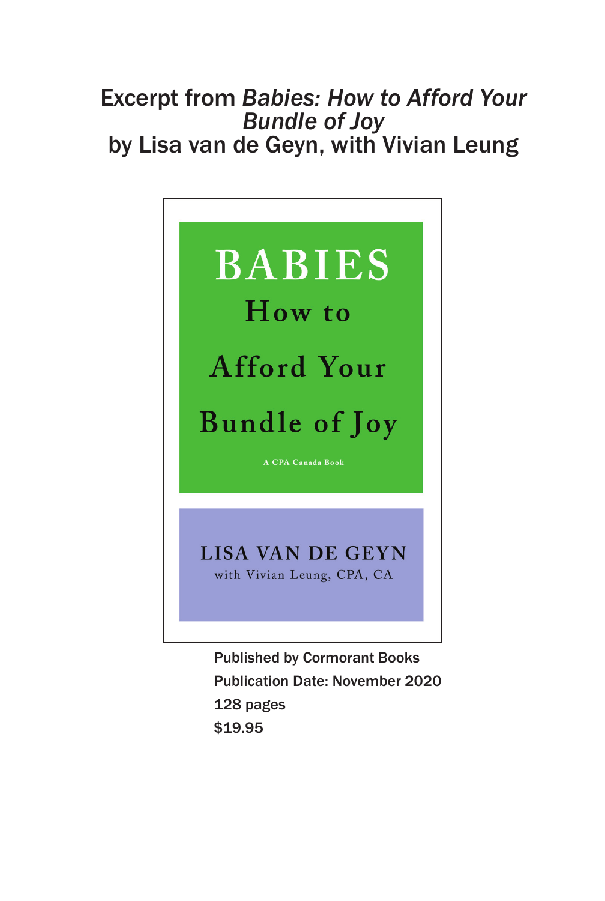# Excerpt from *Babies: How to Afford Your Bundle of Joy* by Lisa van de Geyn, with Vivian Leung

BABIES

How to Afford Your Bundle of Joy

A CPA Canada Book

LISA VAN DE GEYN

with Vivian Leung, CPA, CA

Published by Cormorant Books

Publication Date: November 2020

128 pages

$19.95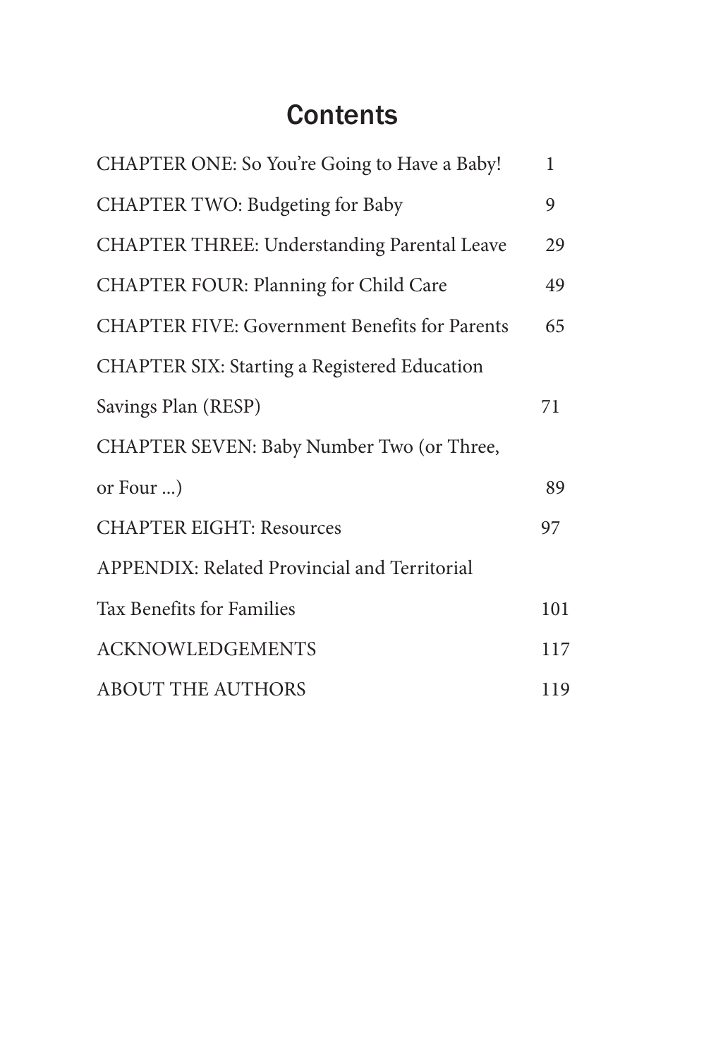# Contents

| | |
|---|---|
| CHAPTER ONE: So You're Going to Have a Baby! | 1 |
| CHAPTER TWO: Budgeting for Baby | 9 |
| CHAPTER THREE: Understanding Parental Leave | 29 |
| CHAPTER FOUR: Planning for Child Care | 49 |
| CHAPTER FIVE: Government Benefits for Parents | 65 |
| CHAPTER SIX: Starting a Registered Education Savings Plan (RESP) | 71 |
| CHAPTER SEVEN: Baby Number Two (or Three, or Four ...) | 89 |
| CHAPTER EIGHT: Resources | 97 |
| APPENDIX: Related Provincial and Territorial Tax Benefits for Families | 101 |
| ACKNOWLEDGEMENTS | 117 |
| ABOUT THE AUTHORS | 119 |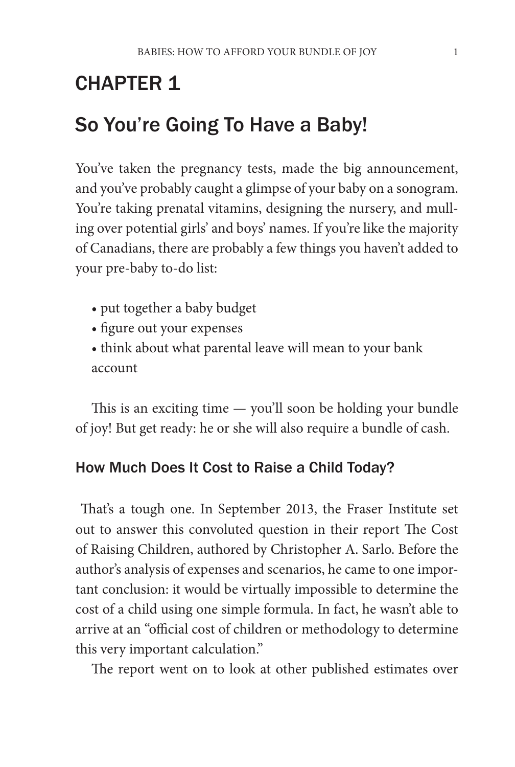# CHAPTER 1

# So You're Going To Have a Baby!

You've taken the pregnancy tests, made the big announcement, and you've probably caught a glimpse of your baby on a sonogram. You're taking prenatal vitamins, designing the nursery, and mulling over potential girls' and boys' names. If you're like the majority of Canadians, there are probably a few things you haven't added to your pre-baby to-do list:

- put together a baby budget
- figure out your expenses
- think about what parental leave will mean to your bank account

This is an exciting time — you'll soon be holding your bundle of joy! But get ready: he or she will also require a bundle of cash.

## How Much Does It Cost to Raise a Child Today?

That's a tough one. In September 2013, the Fraser Institute set out to answer this convoluted question in their report The Cost of Raising Children, authored by Christopher A. Sarlo. Before the author's analysis of expenses and scenarios, he came to one important conclusion: it would be virtually impossible to determine the cost of a child using one simple formula. In fact, he wasn't able to arrive at an "official cost of children or methodology to determine this very important calculation."

The report went on to look at other published estimates over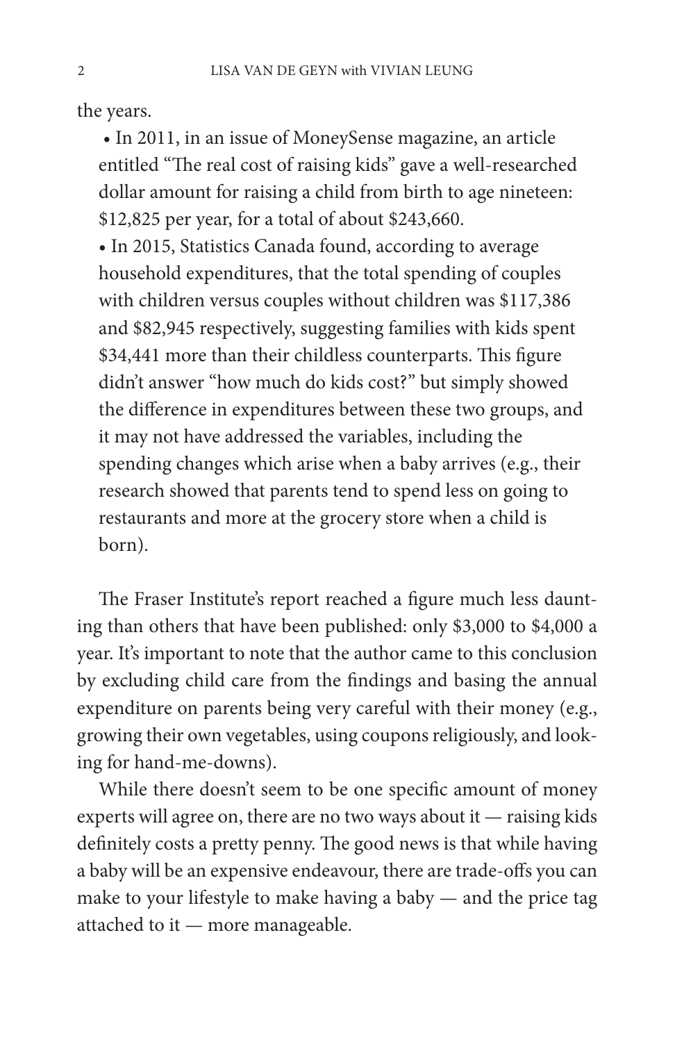the years.

- In 2011, in an issue of MoneySense magazine, an article entitled "The real cost of raising kids" gave a well-researched dollar amount for raising a child from birth to age nineteen: $12,825 per year, for a total of about $243,660.
- In 2015, Statistics Canada found, according to average household expenditures, that the total spending of couples with children versus couples without children was $117,386 and $82,945 respectively, suggesting families with kids spent $34,441 more than their childless counterparts. This figure didn't answer "how much do kids cost?" but simply showed the difference in expenditures between these two groups, and it may not have addressed the variables, including the spending changes which arise when a baby arrives (e.g., their research showed that parents tend to spend less on going to restaurants and more at the grocery store when a child is born).

The Fraser Institute's report reached a figure much less daunting than others that have been published: only $3,000 to $4,000 a year. It's important to note that the author came to this conclusion by excluding child care from the findings and basing the annual expenditure on parents being very careful with their money (e.g., growing their own vegetables, using coupons religiously, and looking for hand-me-downs).

While there doesn't seem to be one specific amount of money experts will agree on, there are no two ways about it — raising kids definitely costs a pretty penny. The good news is that while having a baby will be an expensive endeavour, there are trade-offs you can make to your lifestyle to make having a baby — and the price tag attached to it — more manageable.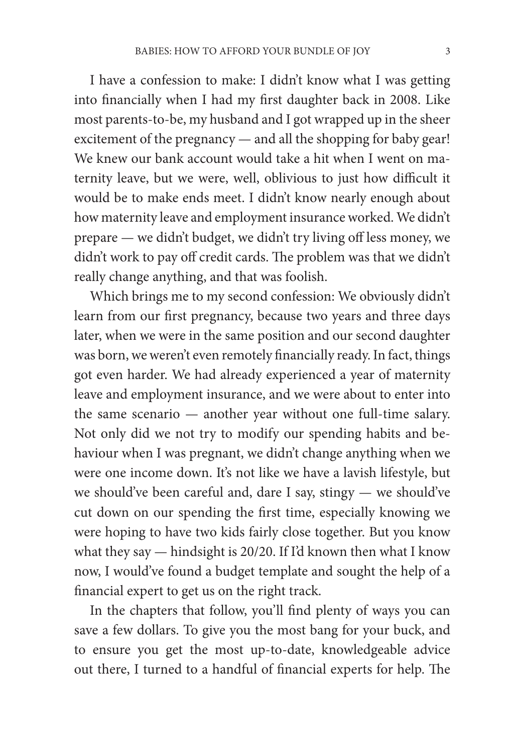I have a confession to make: I didn't know what I was getting into financially when I had my first daughter back in 2008. Like most parents-to-be, my husband and I got wrapped up in the sheer excitement of the pregnancy — and all the shopping for baby gear! We knew our bank account would take a hit when I went on maternity leave, but we were, well, oblivious to just how difficult it would be to make ends meet. I didn't know nearly enough about how maternity leave and employment insurance worked. We didn't prepare — we didn't budget, we didn't try living off less money, we didn't work to pay off credit cards. The problem was that we didn't really change anything, and that was foolish.

Which brings me to my second confession: We obviously didn't learn from our first pregnancy, because two years and three days later, when we were in the same position and our second daughter was born, we weren't even remotely financially ready. In fact, things got even harder. We had already experienced a year of maternity leave and employment insurance, and we were about to enter into the same scenario — another year without one full-time salary. Not only did we not try to modify our spending habits and behaviour when I was pregnant, we didn't change anything when we were one income down. It's not like we have a lavish lifestyle, but we should've been careful and, dare I say, stingy — we should've cut down on our spending the first time, especially knowing we were hoping to have two kids fairly close together. But you know what they say — hindsight is 20/20. If I'd known then what I know now, I would've found a budget template and sought the help of a financial expert to get us on the right track.

In the chapters that follow, you'll find plenty of ways you can save a few dollars. To give you the most bang for your buck, and to ensure you get the most up-to-date, knowledgeable advice out there, I turned to a handful of financial experts for help. The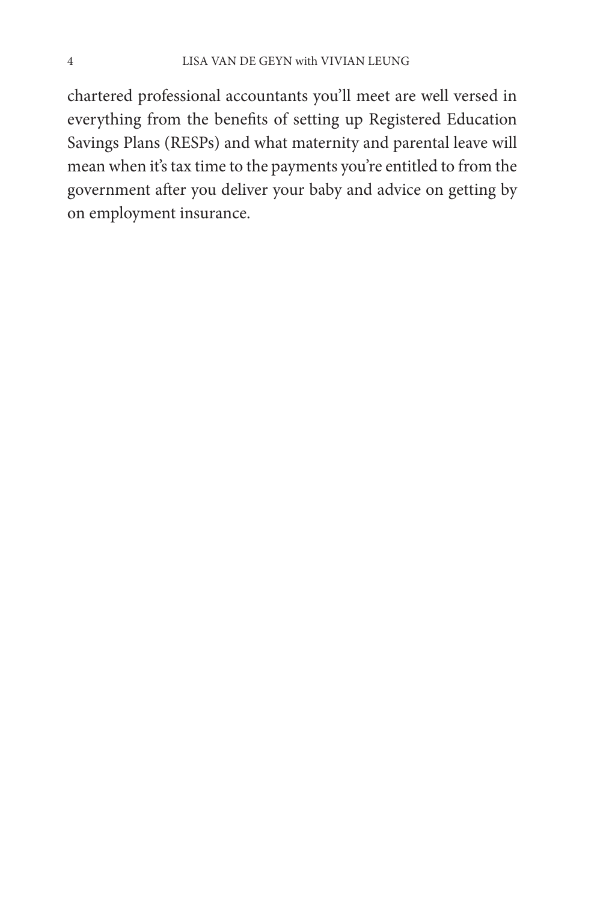chartered professional accountants you'll meet are well versed in everything from the benefits of setting up Registered Education Savings Plans (RESPs) and what maternity and parental leave will mean when it's tax time to the payments you're entitled to from the government after you deliver your baby and advice on getting by on employment insurance.